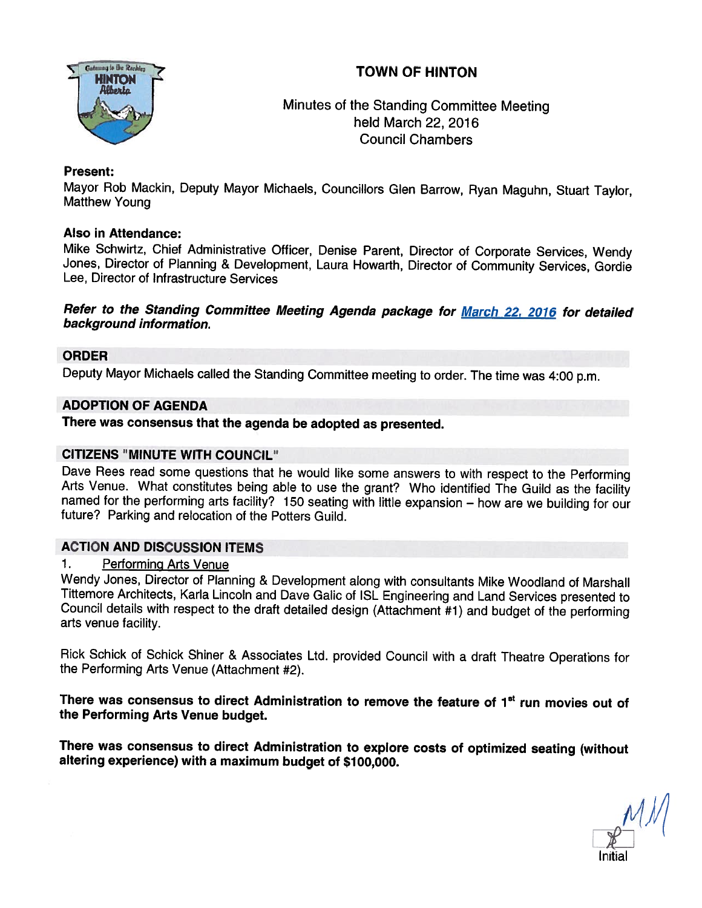# TOWN OF HINTON

Minutes of the Standing Committee Meeting
held March 22, 2016
Council Chambers

**Present:**
Mayor Rob Mackin, Deputy Mayor Michaels, Councillors Glen Barrow, Ryan Maguhn, Stuart Taylor, Matthew Young

**Also in Attendance:**
Mike Schwirtz, Chief Administrative Officer, Denise Parent, Director of Corporate Services, Wendy Jones, Director of Planning & Development, Laura Howarth, Director of Community Services, Gordie Lee, Director of Infrastructure Services

***Refer to the Standing Committee Meeting Agenda package for March 22, 2016 for detailed background information.***

## ORDER

Deputy Mayor Michaels called the Standing Committee meeting to order. The time was 4:00 p.m.

## ADOPTION OF AGENDA

**There was consensus that the agenda be adopted as presented.**

## CITIZENS "MINUTE WITH COUNCIL"

Dave Rees read some questions that he would like some answers to with respect to the Performing Arts Venue. What constitutes being able to use the grant? Who identified The Guild as the facility named for the performing arts facility? 150 seating with little expansion – how are we building for our future? Parking and relocation of the Potters Guild.

## ACTION AND DISCUSSION ITEMS

1. Performing Arts Venue

Wendy Jones, Director of Planning & Development along with consultants Mike Woodland of Marshall Tittemore Architects, Karla Lincoln and Dave Galic of ISL Engineering and Land Services presented to Council details with respect to the draft detailed design (Attachment #1) and budget of the performing arts venue facility.

Rick Schick of Schick Shiner & Associates Ltd. provided Council with a draft Theatre Operations for the Performing Arts Venue (Attachment #2).

**There was consensus to direct Administration to remove the feature of 1st run movies out of the Performing Arts Venue budget.**

**There was consensus to direct Administration to explore costs of optimized seating (without altering experience) with a maximum budget of $100,000.**

Initial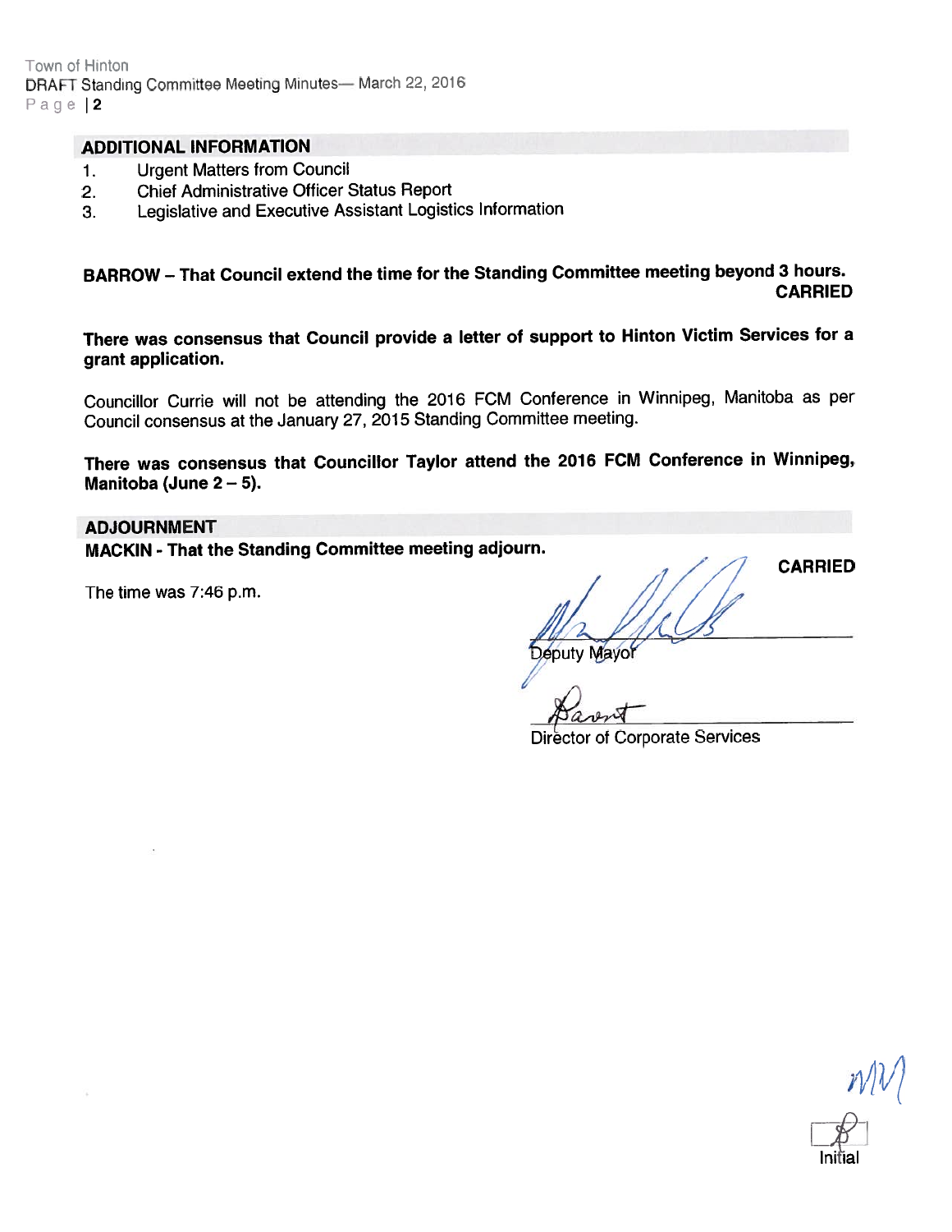## ADDITIONAL INFORMATION

1. Urgent Matters from Council
2. Chief Administrative Officer Status Report
3. Legislative and Executive Assistant Logistics Information

**BARROW – That Council extend the time for the Standing Committee meeting beyond 3 hours.**
**CARRIED**

**There was consensus that Council provide a letter of support to Hinton Victim Services for a grant application.**

Councillor Currie will not be attending the 2016 FCM Conference in Winnipeg, Manitoba as per Council consensus at the January 27, 2015 Standing Committee meeting.

**There was consensus that Councillor Taylor attend the 2016 FCM Conference in Winnipeg, Manitoba (June 2 – 5).**

## ADJOURNMENT

**MACKIN - That the Standing Committee meeting adjourn.**
**CARRIED**

The time was 7:46 p.m.

Deputy Mayor

Director of Corporate Services

Initial